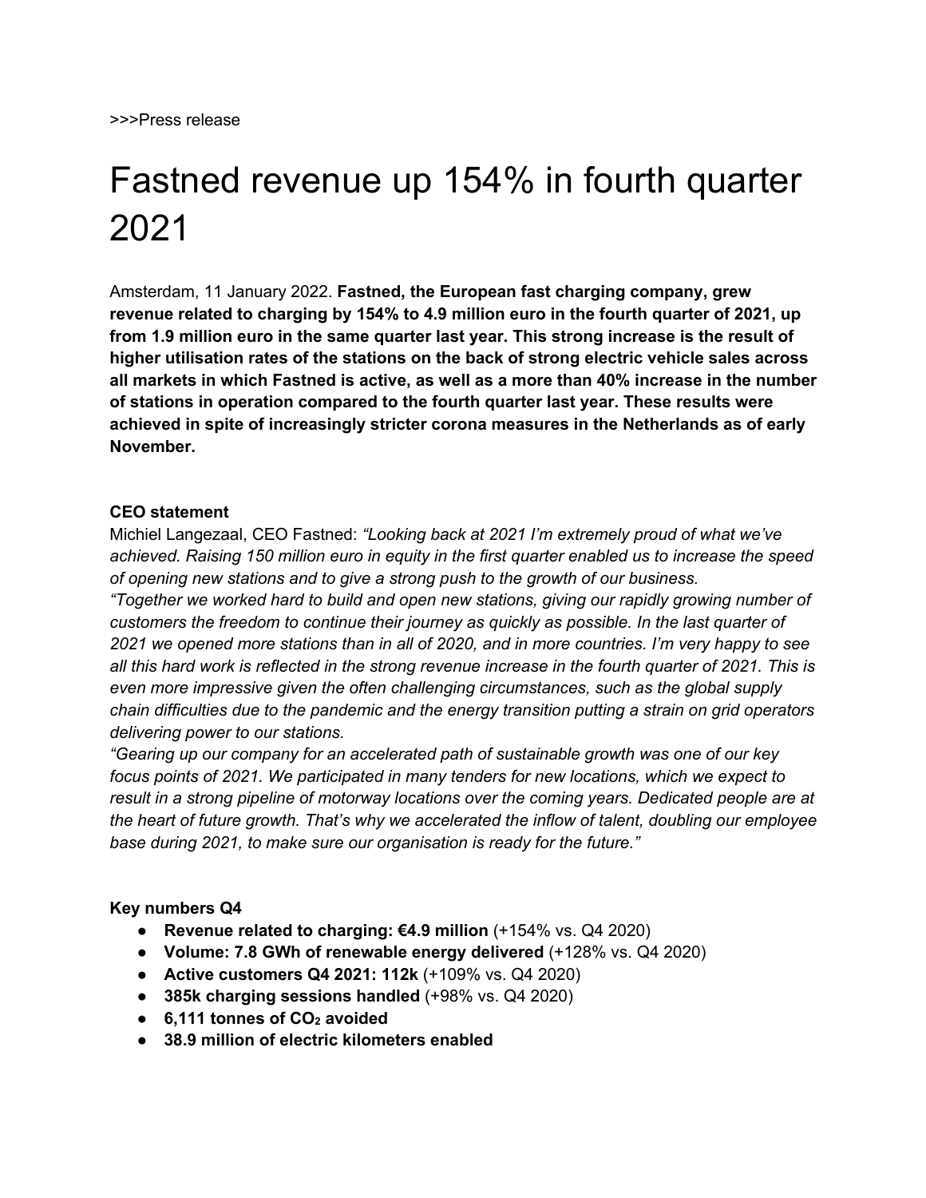>>>Press release

# Fastned revenue up 154% in fourth quarter 2021

Amsterdam, 11 January 2022. **Fastned, the European fast charging company, grew revenue related to charging by 154% to 4.9 million euro in the fourth quarter of 2021, up from 1.9 million euro in the same quarter last year. This strong increase is the result of higher utilisation rates of the stations on the back of strong electric vehicle sales across all markets in which Fastned is active, as well as a more than 40% increase in the number of stations in operation compared to the fourth quarter last year. These results were achieved in spite of increasingly stricter corona measures in the Netherlands as of early November.**

**CEO statement**

Michiel Langezaal, CEO Fastned: *"Looking back at 2021 I'm extremely proud of what we've achieved. Raising 150 million euro in equity in the first quarter enabled us to increase the speed of opening new stations and to give a strong push to the growth of our business.*

*"Together we worked hard to build and open new stations, giving our rapidly growing number of customers the freedom to continue their journey as quickly as possible. In the last quarter of 2021 we opened more stations than in all of 2020, and in more countries. I'm very happy to see all this hard work is reflected in the strong revenue increase in the fourth quarter of 2021. This is even more impressive given the often challenging circumstances, such as the global supply chain difficulties due to the pandemic and the energy transition putting a strain on grid operators delivering power to our stations.*

*"Gearing up our company for an accelerated path of sustainable growth was one of our key focus points of 2021. We participated in many tenders for new locations, which we expect to result in a strong pipeline of motorway locations over the coming years. Dedicated people are at the heart of future growth. That's why we accelerated the inflow of talent, doubling our employee base during 2021, to make sure our organisation is ready for the future."*

**Key numbers Q4**

- **Revenue related to charging: €4.9 million** (+154% vs. Q4 2020)
- **Volume: 7.8 GWh of renewable energy delivered** (+128% vs. Q4 2020)
- **Active customers Q4 2021: 112k** (+109% vs. Q4 2020)
- **385k charging sessions handled** (+98% vs. Q4 2020)
- **6,111 tonnes of $CO_2$ avoided**
- **38.9 million of electric kilometers enabled**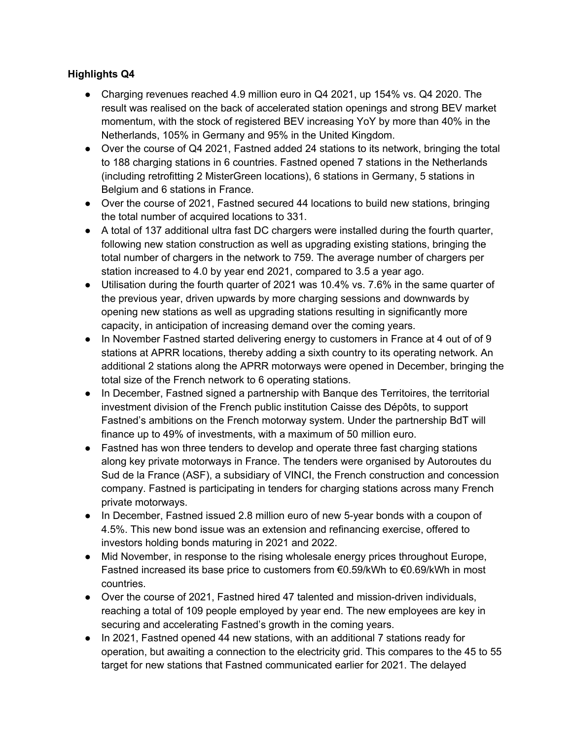**Highlights Q4**

- Charging revenues reached 4.9 million euro in Q4 2021, up 154% vs. Q4 2020. The result was realised on the back of accelerated station openings and strong BEV market momentum, with the stock of registered BEV increasing YoY by more than 40% in the Netherlands, 105% in Germany and 95% in the United Kingdom.
- Over the course of Q4 2021, Fastned added 24 stations to its network, bringing the total to 188 charging stations in 6 countries. Fastned opened 7 stations in the Netherlands (including retrofitting 2 MisterGreen locations), 6 stations in Germany, 5 stations in Belgium and 6 stations in France.
- Over the course of 2021, Fastned secured 44 locations to build new stations, bringing the total number of acquired locations to 331.
- A total of 137 additional ultra fast DC chargers were installed during the fourth quarter, following new station construction as well as upgrading existing stations, bringing the total number of chargers in the network to 759. The average number of chargers per station increased to 4.0 by year end 2021, compared to 3.5 a year ago.
- Utilisation during the fourth quarter of 2021 was 10.4% vs. 7.6% in the same quarter of the previous year, driven upwards by more charging sessions and downwards by opening new stations as well as upgrading stations resulting in significantly more capacity, in anticipation of increasing demand over the coming years.
- In November Fastned started delivering energy to customers in France at 4 out of of 9 stations at APRR locations, thereby adding a sixth country to its operating network. An additional 2 stations along the APRR motorways were opened in December, bringing the total size of the French network to 6 operating stations.
- In December, Fastned signed a partnership with Banque des Territoires, the territorial investment division of the French public institution Caisse des Dépôts, to support Fastned's ambitions on the French motorway system. Under the partnership BdT will finance up to 49% of investments, with a maximum of 50 million euro.
- Fastned has won three tenders to develop and operate three fast charging stations along key private motorways in France. The tenders were organised by Autoroutes du Sud de la France (ASF), a subsidiary of VINCI, the French construction and concession company. Fastned is participating in tenders for charging stations across many French private motorways.
- In December, Fastned issued 2.8 million euro of new 5-year bonds with a coupon of 4.5%. This new bond issue was an extension and refinancing exercise, offered to investors holding bonds maturing in 2021 and 2022.
- Mid November, in response to the rising wholesale energy prices throughout Europe, Fastned increased its base price to customers from €0.59/kWh to €0.69/kWh in most countries.
- Over the course of 2021, Fastned hired 47 talented and mission-driven individuals, reaching a total of 109 people employed by year end. The new employees are key in securing and accelerating Fastned's growth in the coming years.
- In 2021, Fastned opened 44 new stations, with an additional 7 stations ready for operation, but awaiting a connection to the electricity grid. This compares to the 45 to 55 target for new stations that Fastned communicated earlier for 2021. The delayed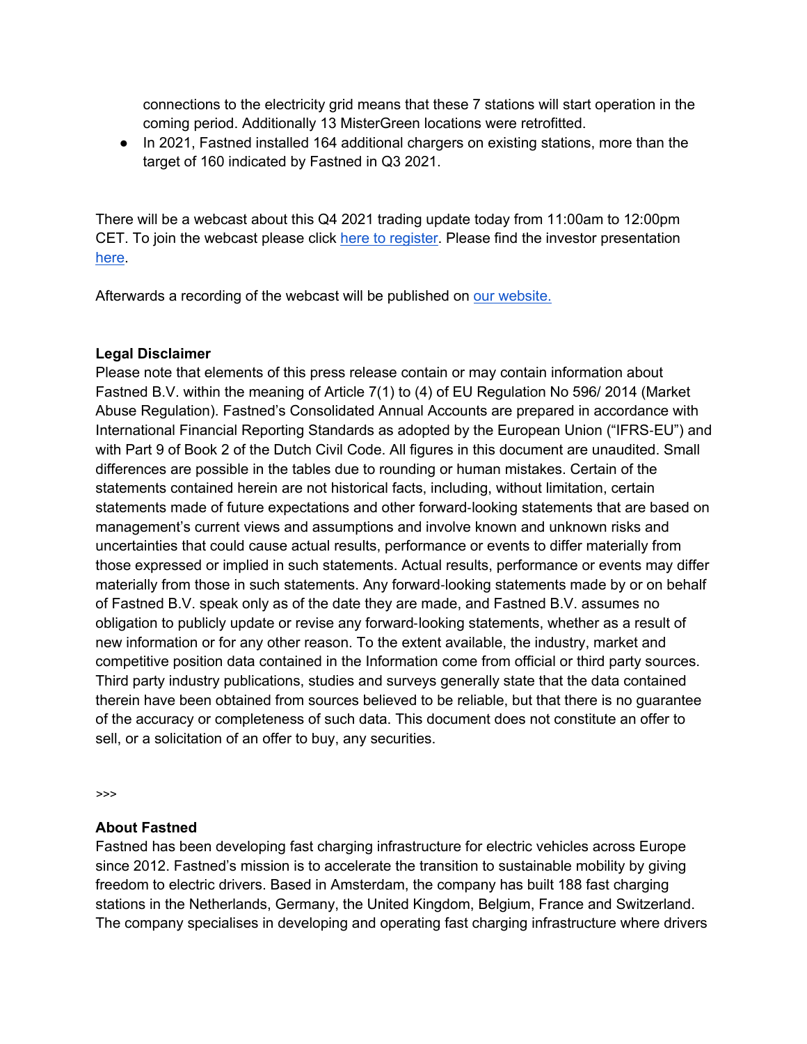connections to the electricity grid means that these 7 stations will start operation in the coming period. Additionally 13 MisterGreen locations were retrofitted.

- In 2021, Fastned installed 164 additional chargers on existing stations, more than the target of 160 indicated by Fastned in Q3 2021.

There will be a webcast about this Q4 2021 trading update today from 11:00am to 12:00pm CET. To join the webcast please click here to register. Please find the investor presentation here.

Afterwards a recording of the webcast will be published on our website.

**Legal Disclaimer**
Please note that elements of this press release contain or may contain information about Fastned B.V. within the meaning of Article 7(1) to (4) of EU Regulation No 596/ 2014 (Market Abuse Regulation). Fastned's Consolidated Annual Accounts are prepared in accordance with International Financial Reporting Standards as adopted by the European Union ("IFRS-EU") and with Part 9 of Book 2 of the Dutch Civil Code. All figures in this document are unaudited. Small differences are possible in the tables due to rounding or human mistakes. Certain of the statements contained herein are not historical facts, including, without limitation, certain statements made of future expectations and other forward-looking statements that are based on management's current views and assumptions and involve known and unknown risks and uncertainties that could cause actual results, performance or events to differ materially from those expressed or implied in such statements. Actual results, performance or events may differ materially from those in such statements. Any forward-looking statements made by or on behalf of Fastned B.V. speak only as of the date they are made, and Fastned B.V. assumes no obligation to publicly update or revise any forward-looking statements, whether as a result of new information or for any other reason. To the extent available, the industry, market and competitive position data contained in the Information come from official or third party sources. Third party industry publications, studies and surveys generally state that the data contained therein have been obtained from sources believed to be reliable, but that there is no guarantee of the accuracy or completeness of such data. This document does not constitute an offer to sell, or a solicitation of an offer to buy, any securities.

>>>

**About Fastned**
Fastned has been developing fast charging infrastructure for electric vehicles across Europe since 2012. Fastned's mission is to accelerate the transition to sustainable mobility by giving freedom to electric drivers. Based in Amsterdam, the company has built 188 fast charging stations in the Netherlands, Germany, the United Kingdom, Belgium, France and Switzerland. The company specialises in developing and operating fast charging infrastructure where drivers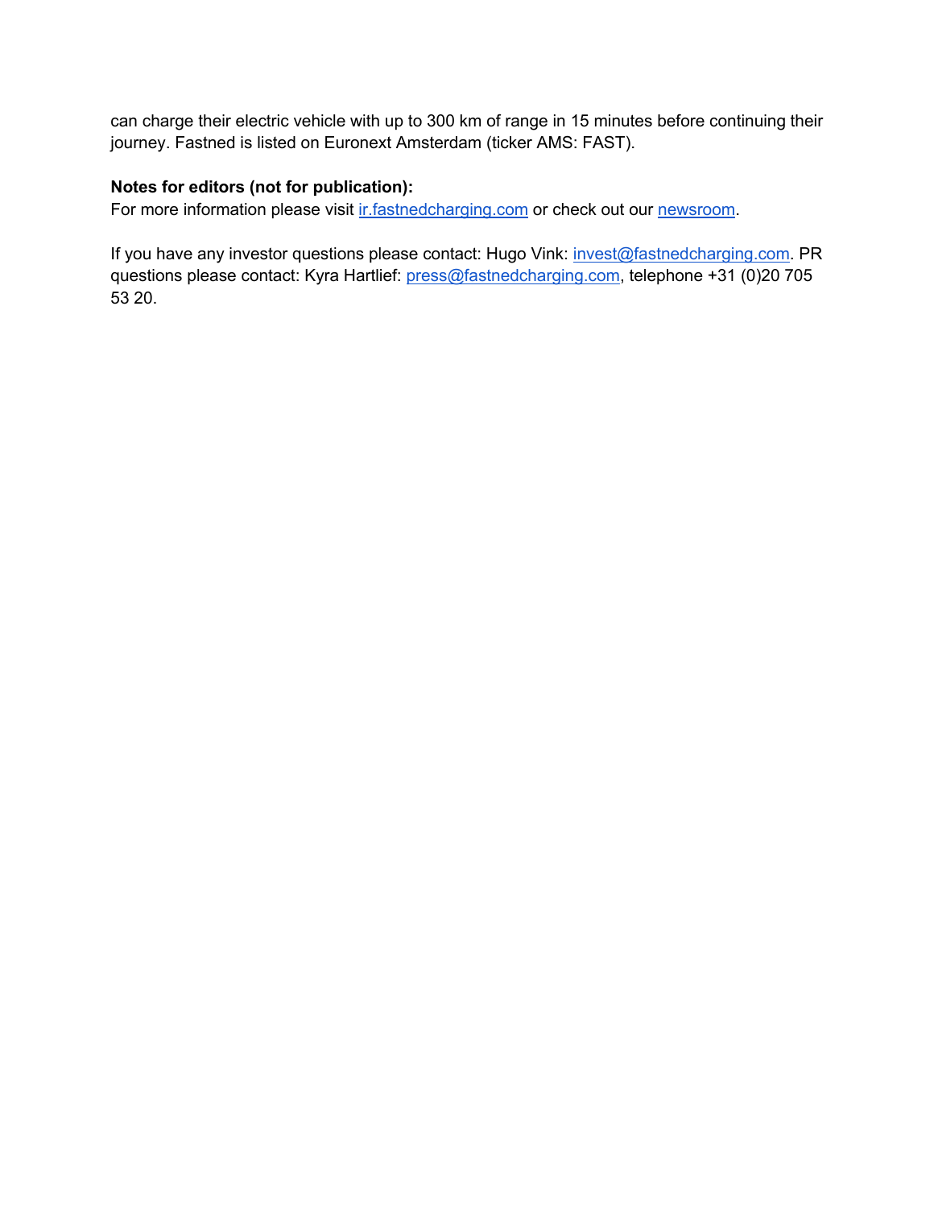can charge their electric vehicle with up to 300 km of range in 15 minutes before continuing their journey. Fastned is listed on Euronext Amsterdam (ticker AMS: FAST).

**Notes for editors (not for publication):**
For more information please visit ir.fastnedcharging.com or check out our newsroom.

If you have any investor questions please contact: Hugo Vink: invest@fastnedcharging.com. PR questions please contact: Kyra Hartlief: press@fastnedcharging.com, telephone +31 (0)20 705 53 20.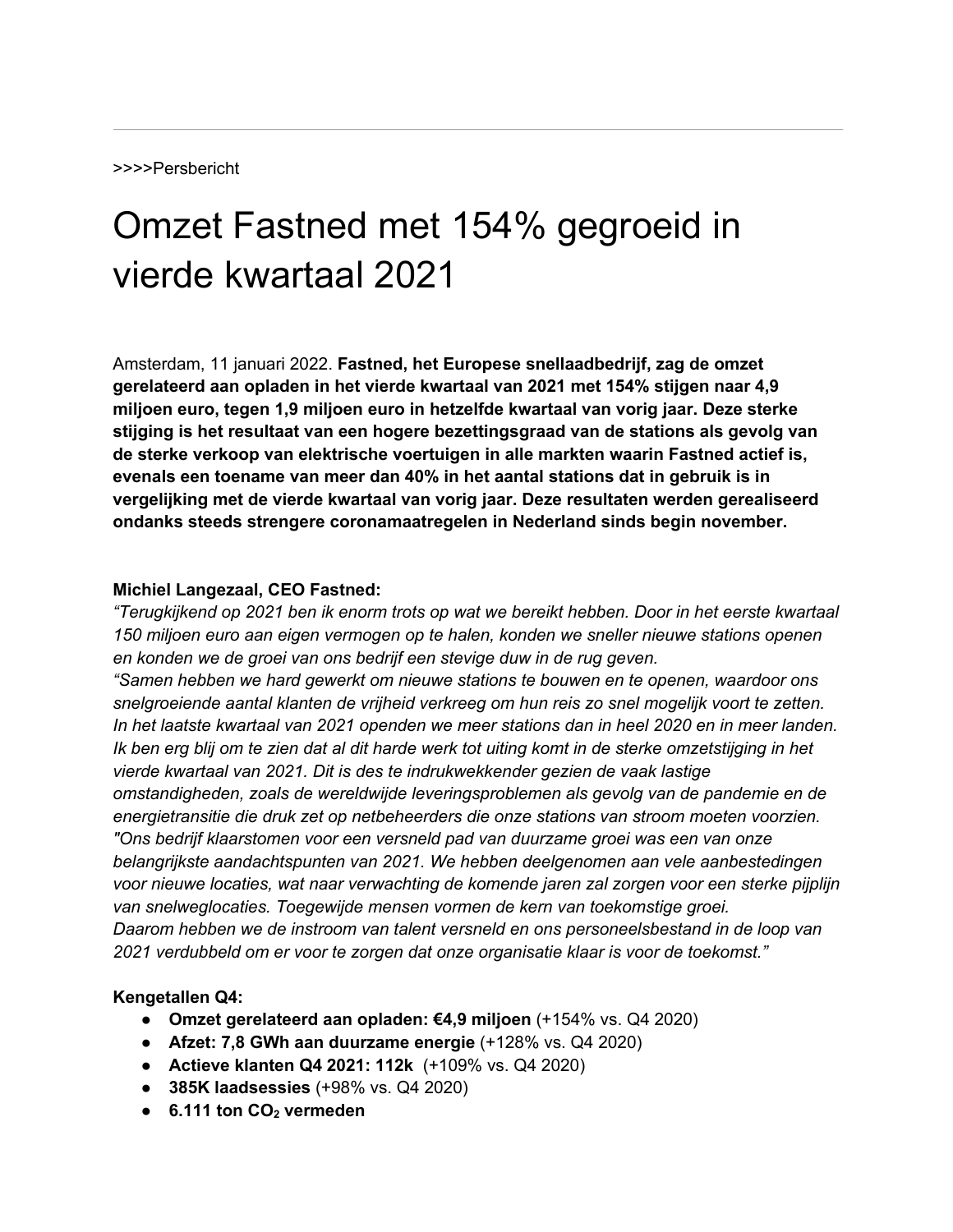>>>>Persbericht

# Omzet Fastned met 154% gegroeid in vierde kwartaal 2021

Amsterdam, 11 januari 2022. **Fastned, het Europese snellaadbedrijf, zag de omzet gerelateerd aan opladen in het vierde kwartaal van 2021 met 154% stijgen naar 4,9 miljoen euro, tegen 1,9 miljoen euro in hetzelfde kwartaal van vorig jaar. Deze sterke stijging is het resultaat van een hogere bezettingsgraad van de stations als gevolg van de sterke verkoop van elektrische voertuigen in alle markten waarin Fastned actief is, evenals een toename van meer dan 40% in het aantal stations dat in gebruik is in vergelijking met de vierde kwartaal van vorig jaar. Deze resultaten werden gerealiseerd ondanks steeds strengere coronamaatregelen in Nederland sinds begin november.**

**Michiel Langezaal, CEO Fastned:**
*"Terugkijkend op 2021 ben ik enorm trots op wat we bereikt hebben. Door in het eerste kwartaal 150 miljoen euro aan eigen vermogen op te halen, konden we sneller nieuwe stations openen en konden we de groei van ons bedrijf een stevige duw in de rug geven.*
*"Samen hebben we hard gewerkt om nieuwe stations te bouwen en te openen, waardoor ons snelgroeiende aantal klanten de vrijheid verkreeg om hun reis zo snel mogelijk voort te zetten. In het laatste kwartaal van 2021 openden we meer stations dan in heel 2020 en in meer landen. Ik ben erg blij om te zien dat al dit harde werk tot uiting komt in de sterke omzetstijging in het vierde kwartaal van 2021. Dit is des te indrukwekkender gezien de vaak lastige omstandigheden, zoals de wereldwijde leveringsproblemen als gevolg van de pandemie en de energietransitie die druk zet op netbeheerders die onze stations van stroom moeten voorzien.*
*"Ons bedrijf klaarstomen voor een versneld pad van duurzame groei was een van onze belangrijkste aandachtspunten van 2021. We hebben deelgenomen aan vele aanbestedingen voor nieuwe locaties, wat naar verwachting de komende jaren zal zorgen voor een sterke pijplijn van snelweglocaties. Toegewijde mensen vormen de kern van toekomstige groei.*
*Daarom hebben we de instroom van talent versneld en ons personeelsbestand in de loop van 2021 verdubbeld om er voor te zorgen dat onze organisatie klaar is voor de toekomst."*

**Kengetallen Q4:**

- **Omzet gerelateerd aan opladen: €4,9 miljoen** (+154% vs. Q4 2020)
- **Afzet: 7,8 GWh aan duurzame energie** (+128% vs. Q4 2020)
- **Actieve klanten Q4 2021: 112k** (+109% vs. Q4 2020)
- **385K laadsessies** (+98% vs. Q4 2020)
- **6.111 ton $CO_2$ vermeden**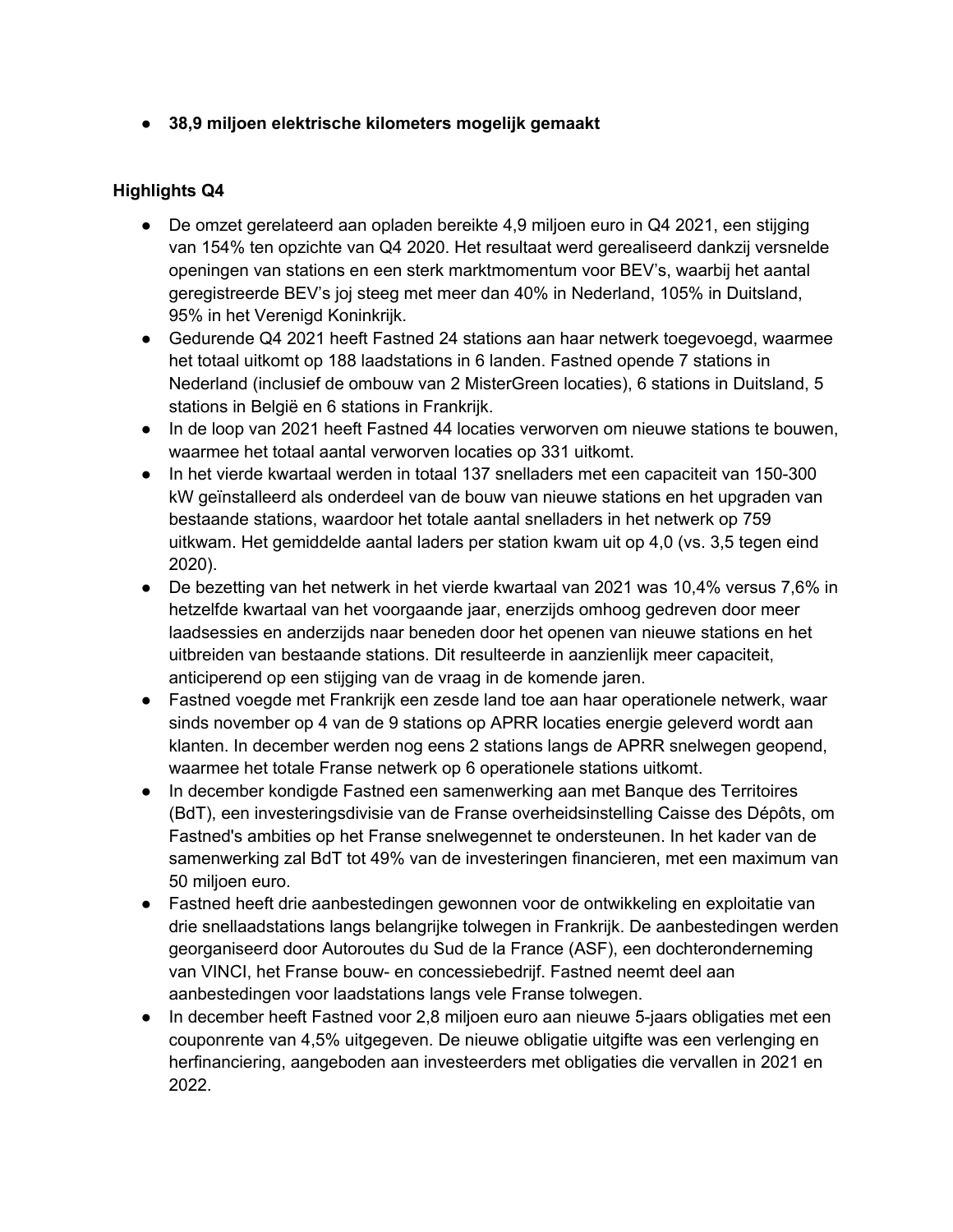- **38,9 miljoen elektrische kilometers mogelijk gemaakt**

**Highlights Q4**

- De omzet gerelateerd aan opladen bereikte 4,9 miljoen euro in Q4 2021, een stijging van 154% ten opzichte van Q4 2020. Het resultaat werd gerealiseerd dankzij versnelde openingen van stations en een sterk marktmomentum voor BEV's, waarbij het aantal geregistreerde BEV's joj steeg met meer dan 40% in Nederland, 105% in Duitsland, 95% in het Verenigd Koninkrijk.
- Gedurende Q4 2021 heeft Fastned 24 stations aan haar netwerk toegevoegd, waarmee het totaal uitkomt op 188 laadstations in 6 landen. Fastned opende 7 stations in Nederland (inclusief de ombouw van 2 MisterGreen locaties), 6 stations in Duitsland, 5 stations in België en 6 stations in Frankrijk.
- In de loop van 2021 heeft Fastned 44 locaties verworven om nieuwe stations te bouwen, waarmee het totaal aantal verworven locaties op 331 uitkomt.
- In het vierde kwartaal werden in totaal 137 snelladers met een capaciteit van 150-300 kW geïnstalleerd als onderdeel van de bouw van nieuwe stations en het upgraden van bestaande stations, waardoor het totale aantal snelladers in het netwerk op 759 uitkwam. Het gemiddelde aantal laders per station kwam uit op 4,0 (vs. 3,5 tegen eind 2020).
- De bezetting van het netwerk in het vierde kwartaal van 2021 was 10,4% versus 7,6% in hetzelfde kwartaal van het voorgaande jaar, enerzijds omhoog gedreven door meer laadsessies en anderzijds naar beneden door het openen van nieuwe stations en het uitbreiden van bestaande stations. Dit resulteerde in aanzienlijk meer capaciteit, anticiperend op een stijging van de vraag in de komende jaren.
- Fastned voegde met Frankrijk een zesde land toe aan haar operationele netwerk, waar sinds november op 4 van de 9 stations op APRR locaties energie geleverd wordt aan klanten. In december werden nog eens 2 stations langs de APRR snelwegen geopend, waarmee het totale Franse netwerk op 6 operationele stations uitkomt.
- In december kondigde Fastned een samenwerking aan met Banque des Territoires (BdT), een investeringsdivisie van de Franse overheidsinstelling Caisse des Dépôts, om Fastned's ambities op het Franse snelwegennet te ondersteunen. In het kader van de samenwerking zal BdT tot 49% van de investeringen financieren, met een maximum van 50 miljoen euro.
- Fastned heeft drie aanbestedingen gewonnen voor de ontwikkeling en exploitatie van drie snellaadstations langs belangrijke tolwegen in Frankrijk. De aanbestedingen werden georganiseerd door Autoroutes du Sud de la France (ASF), een dochteronderneming van VINCI, het Franse bouw- en concessiebedrijf. Fastned neemt deel aan aanbestedingen voor laadstations langs vele Franse tolwegen.
- In december heeft Fastned voor 2,8 miljoen euro aan nieuwe 5-jaars obligaties met een couponrente van 4,5% uitgegeven. De nieuwe obligatie uitgifte was een verlenging en herfinanciering, aangeboden aan investeerders met obligaties die vervallen in 2021 en 2022.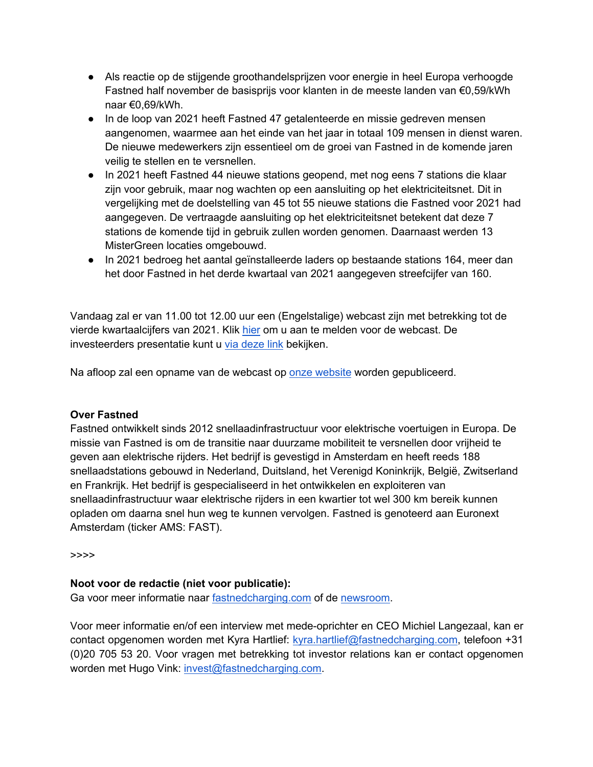- Als reactie op de stijgende groothandelsprijzen voor energie in heel Europa verhoogde Fastned half november de basisprijs voor klanten in de meeste landen van €0,59/kWh naar €0,69/kWh.
- In de loop van 2021 heeft Fastned 47 getalenteerde en missie gedreven mensen aangenomen, waarmee aan het einde van het jaar in totaal 109 mensen in dienst waren. De nieuwe medewerkers zijn essentieel om de groei van Fastned in de komende jaren veilig te stellen en te versnellen.
- In 2021 heeft Fastned 44 nieuwe stations geopend, met nog eens 7 stations die klaar zijn voor gebruik, maar nog wachten op een aansluiting op het elektriciteitsnet. Dit in vergelijking met de doelstelling van 45 tot 55 nieuwe stations die Fastned voor 2021 had aangegeven. De vertraagde aansluiting op het elektriciteitsnet betekent dat deze 7 stations de komende tijd in gebruik zullen worden genomen. Daarnaast werden 13 MisterGreen locaties omgebouwd.
- In 2021 bedroeg het aantal geïnstalleerde laders op bestaande stations 164, meer dan het door Fastned in het derde kwartaal van 2021 aangegeven streefcijfer van 160.

Vandaag zal er van 11.00 tot 12.00 uur een (Engelstalige) webcast zijn met betrekking tot de vierde kwartaalcijfers van 2021. Klik hier om u aan te melden voor de webcast. De investeerders presentatie kunt u via deze link bekijken.

Na afloop zal een opname van de webcast op onze website worden gepubliceerd.

**Over Fastned**
Fastned ontwikkelt sinds 2012 snellaadinfrastructuur voor elektrische voertuigen in Europa. De missie van Fastned is om de transitie naar duurzame mobiliteit te versnellen door vrijheid te geven aan elektrische rijders. Het bedrijf is gevestigd in Amsterdam en heeft reeds 188 snellaadstations gebouwd in Nederland, Duitsland, het Verenigd Koninkrijk, België, Zwitserland en Frankrijk. Het bedrijf is gespecialiseerd in het ontwikkelen en exploiteren van snellaadinfrastructuur waar elektrische rijders in een kwartier tot wel 300 km bereik kunnen opladen om daarna snel hun weg te kunnen vervolgen. Fastned is genoteerd aan Euronext Amsterdam (ticker AMS: FAST).

>>>>

**Noot voor de redactie (niet voor publicatie):**
Ga voor meer informatie naar fastnedcharging.com of de newsroom.

Voor meer informatie en/of een interview met mede-oprichter en CEO Michiel Langezaal, kan er contact opgenomen worden met Kyra Hartlief: kyra.hartlief@fastnedcharging.com, telefoon +31 (0)20 705 53 20. Voor vragen met betrekking tot investor relations kan er contact opgenomen worden met Hugo Vink: invest@fastnedcharging.com.